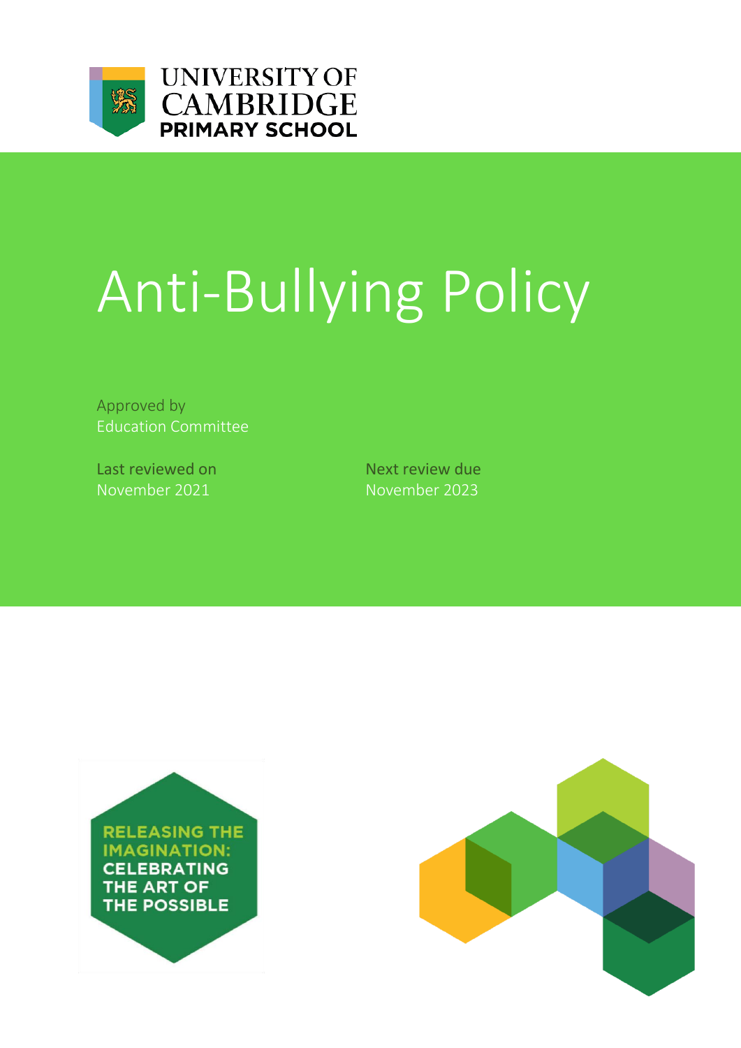UNIVERSITY OF CAMBRIDGE PRIMARY SCHOOL

# Anti-Bullying Policy

Approved by
Education Committee

Last reviewed on
November 2021

Next review due
November 2023

RELEASING THE IMAGINATION: CELEBRATING THE ART OF THE POSSIBLE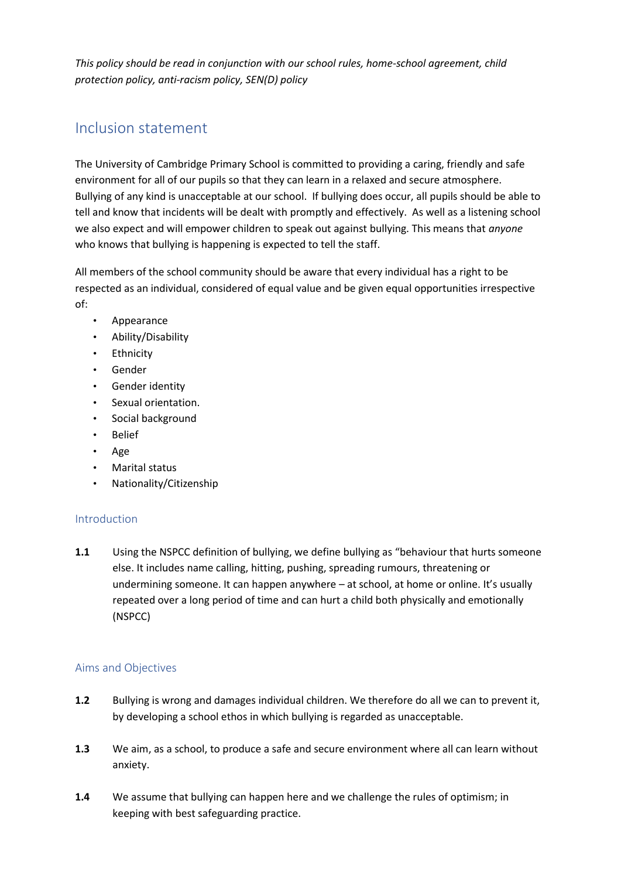*This policy should be read in conjunction with our school rules, home-school agreement, child protection policy, anti-racism policy, SEN(D) policy*

## Inclusion statement

The University of Cambridge Primary School is committed to providing a caring, friendly and safe environment for all of our pupils so that they can learn in a relaxed and secure atmosphere. Bullying of any kind is unacceptable at our school. If bullying does occur, all pupils should be able to tell and know that incidents will be dealt with promptly and effectively. As well as a listening school we also expect and will empower children to speak out against bullying. This means that *anyone* who knows that bullying is happening is expected to tell the staff.

All members of the school community should be aware that every individual has a right to be respected as an individual, considered of equal value and be given equal opportunities irrespective of:

- Appearance
- Ability/Disability
- Ethnicity
- Gender
- Gender identity
- Sexual orientation.
- Social background
- Belief
- Age
- Marital status
- Nationality/Citizenship

### Introduction

**1.1** Using the NSPCC definition of bullying, we define bullying as "behaviour that hurts someone else. It includes name calling, hitting, pushing, spreading rumours, threatening or undermining someone. It can happen anywhere – at school, at home or online. It's usually repeated over a long period of time and can hurt a child both physically and emotionally (NSPCC)

### Aims and Objectives

**1.2** Bullying is wrong and damages individual children. We therefore do all we can to prevent it, by developing a school ethos in which bullying is regarded as unacceptable.

**1.3** We aim, as a school, to produce a safe and secure environment where all can learn without anxiety.

**1.4** We assume that bullying can happen here and we challenge the rules of optimism; in keeping with best safeguarding practice.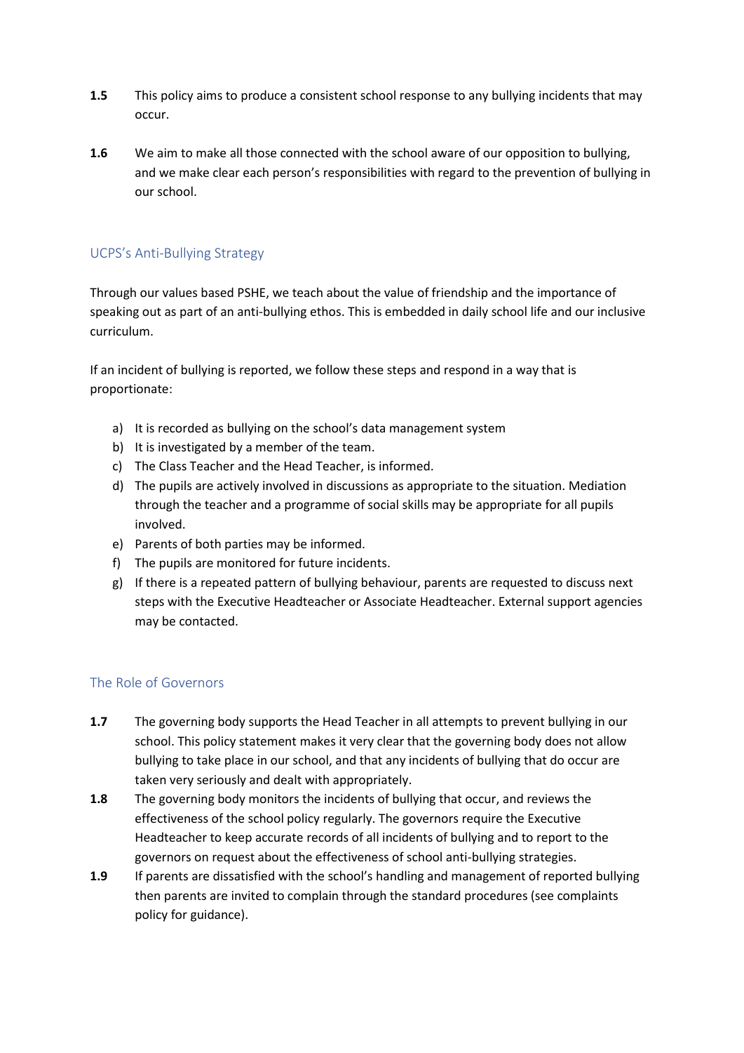**1.5** This policy aims to produce a consistent school response to any bullying incidents that may occur.

**1.6** We aim to make all those connected with the school aware of our opposition to bullying, and we make clear each person's responsibilities with regard to the prevention of bullying in our school.

## UCPS's Anti-Bullying Strategy

Through our values based PSHE, we teach about the value of friendship and the importance of speaking out as part of an anti-bullying ethos. This is embedded in daily school life and our inclusive curriculum.

If an incident of bullying is reported, we follow these steps and respond in a way that is proportionate:

a) It is recorded as bullying on the school's data management system
b) It is investigated by a member of the team.
c) The Class Teacher and the Head Teacher, is informed.
d) The pupils are actively involved in discussions as appropriate to the situation. Mediation through the teacher and a programme of social skills may be appropriate for all pupils involved.
e) Parents of both parties may be informed.
f) The pupils are monitored for future incidents.
g) If there is a repeated pattern of bullying behaviour, parents are requested to discuss next steps with the Executive Headteacher or Associate Headteacher. External support agencies may be contacted.

## The Role of Governors

**1.7** The governing body supports the Head Teacher in all attempts to prevent bullying in our school. This policy statement makes it very clear that the governing body does not allow bullying to take place in our school, and that any incidents of bullying that do occur are taken very seriously and dealt with appropriately.

**1.8** The governing body monitors the incidents of bullying that occur, and reviews the effectiveness of the school policy regularly. The governors require the Executive Headteacher to keep accurate records of all incidents of bullying and to report to the governors on request about the effectiveness of school anti-bullying strategies.

**1.9** If parents are dissatisfied with the school's handling and management of reported bullying then parents are invited to complain through the standard procedures (see complaints policy for guidance).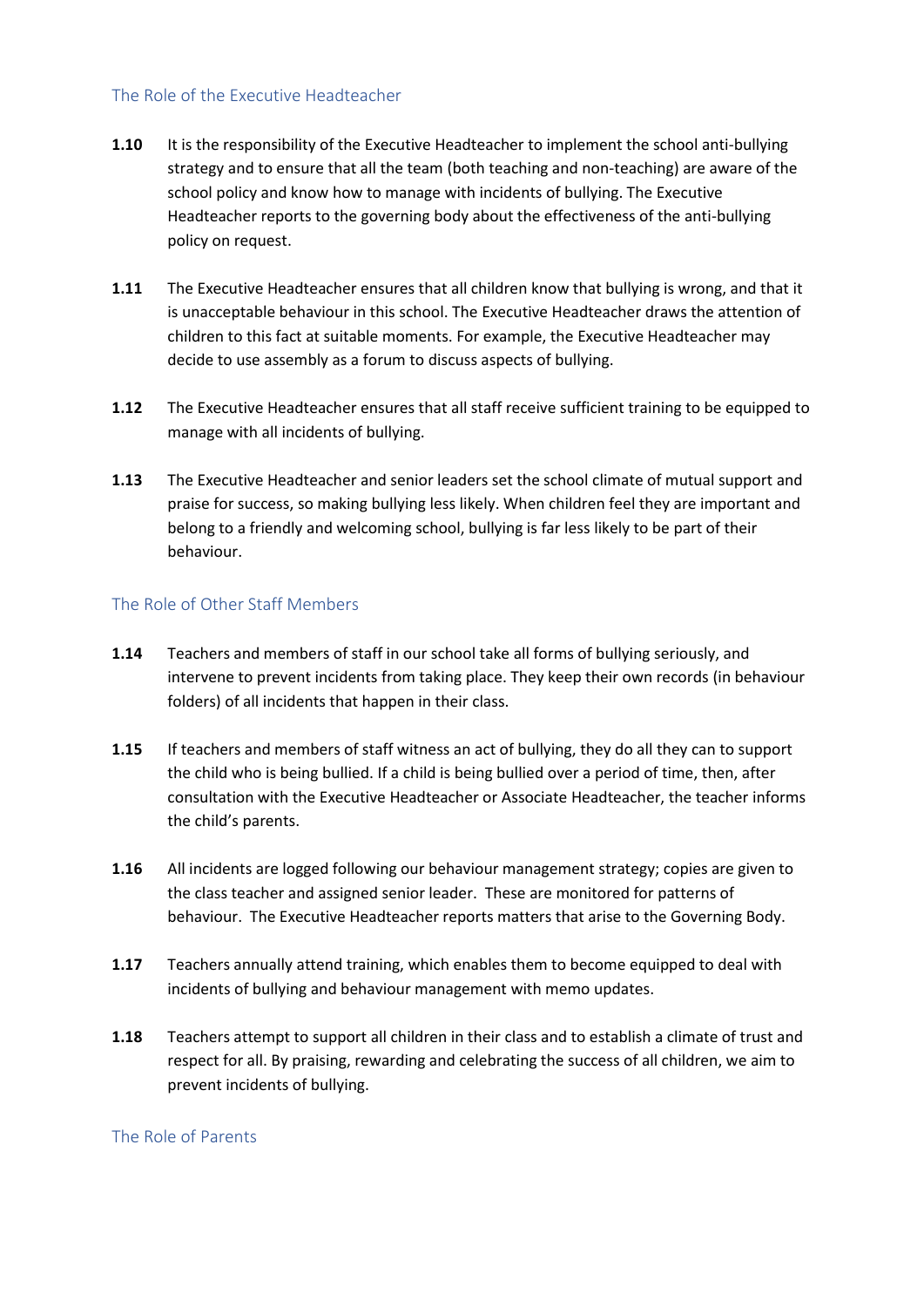## The Role of the Executive Headteacher

**1.10** It is the responsibility of the Executive Headteacher to implement the school anti-bullying strategy and to ensure that all the team (both teaching and non-teaching) are aware of the school policy and know how to manage with incidents of bullying. The Executive Headteacher reports to the governing body about the effectiveness of the anti-bullying policy on request.

**1.11** The Executive Headteacher ensures that all children know that bullying is wrong, and that it is unacceptable behaviour in this school. The Executive Headteacher draws the attention of children to this fact at suitable moments. For example, the Executive Headteacher may decide to use assembly as a forum to discuss aspects of bullying.

**1.12** The Executive Headteacher ensures that all staff receive sufficient training to be equipped to manage with all incidents of bullying.

**1.13** The Executive Headteacher and senior leaders set the school climate of mutual support and praise for success, so making bullying less likely. When children feel they are important and belong to a friendly and welcoming school, bullying is far less likely to be part of their behaviour.

## The Role of Other Staff Members

**1.14** Teachers and members of staff in our school take all forms of bullying seriously, and intervene to prevent incidents from taking place. They keep their own records (in behaviour folders) of all incidents that happen in their class.

**1.15** If teachers and members of staff witness an act of bullying, they do all they can to support the child who is being bullied. If a child is being bullied over a period of time, then, after consultation with the Executive Headteacher or Associate Headteacher, the teacher informs the child's parents.

**1.16** All incidents are logged following our behaviour management strategy; copies are given to the class teacher and assigned senior leader. These are monitored for patterns of behaviour. The Executive Headteacher reports matters that arise to the Governing Body.

**1.17** Teachers annually attend training, which enables them to become equipped to deal with incidents of bullying and behaviour management with memo updates.

**1.18** Teachers attempt to support all children in their class and to establish a climate of trust and respect for all. By praising, rewarding and celebrating the success of all children, we aim to prevent incidents of bullying.

## The Role of Parents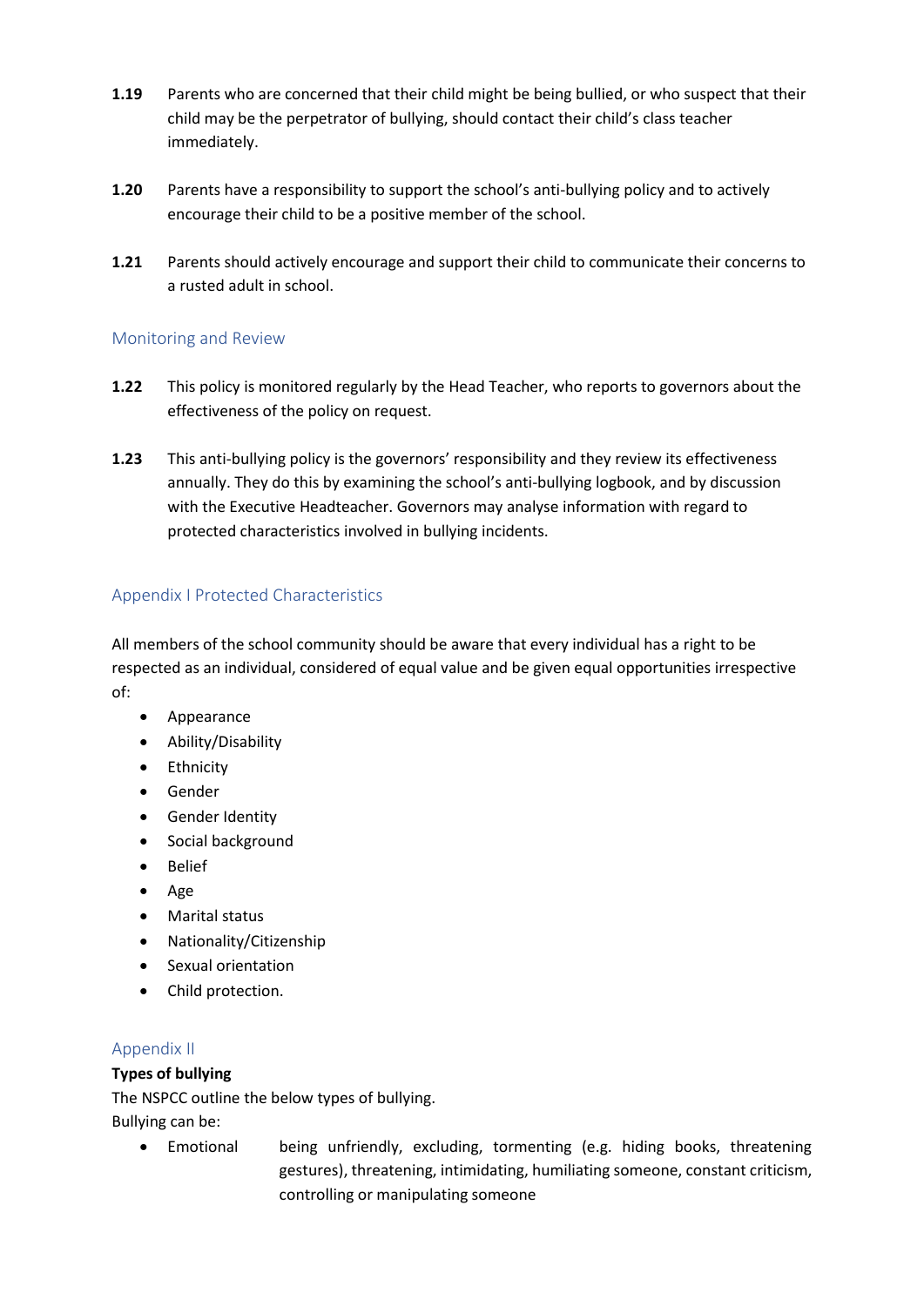**1.19** Parents who are concerned that their child might be being bullied, or who suspect that their child may be the perpetrator of bullying, should contact their child's class teacher immediately.

**1.20** Parents have a responsibility to support the school's anti-bullying policy and to actively encourage their child to be a positive member of the school.

**1.21** Parents should actively encourage and support their child to communicate their concerns to a rusted adult in school.

## Monitoring and Review

**1.22** This policy is monitored regularly by the Head Teacher, who reports to governors about the effectiveness of the policy on request.

**1.23** This anti-bullying policy is the governors' responsibility and they review its effectiveness annually. They do this by examining the school's anti-bullying logbook, and by discussion with the Executive Headteacher. Governors may analyse information with regard to protected characteristics involved in bullying incidents.

## Appendix I Protected Characteristics

All members of the school community should be aware that every individual has a right to be respected as an individual, considered of equal value and be given equal opportunities irrespective of:

- Appearance
- Ability/Disability
- Ethnicity
- Gender
- Gender Identity
- Social background
- Belief
- Age
- Marital status
- Nationality/Citizenship
- Sexual orientation
- Child protection.

## Appendix II

**Types of bullying**

The NSPCC outline the below types of bullying.

Bullying can be:

- Emotional — being unfriendly, excluding, tormenting (e.g. hiding books, threatening gestures), threatening, intimidating, humiliating someone, constant criticism, controlling or manipulating someone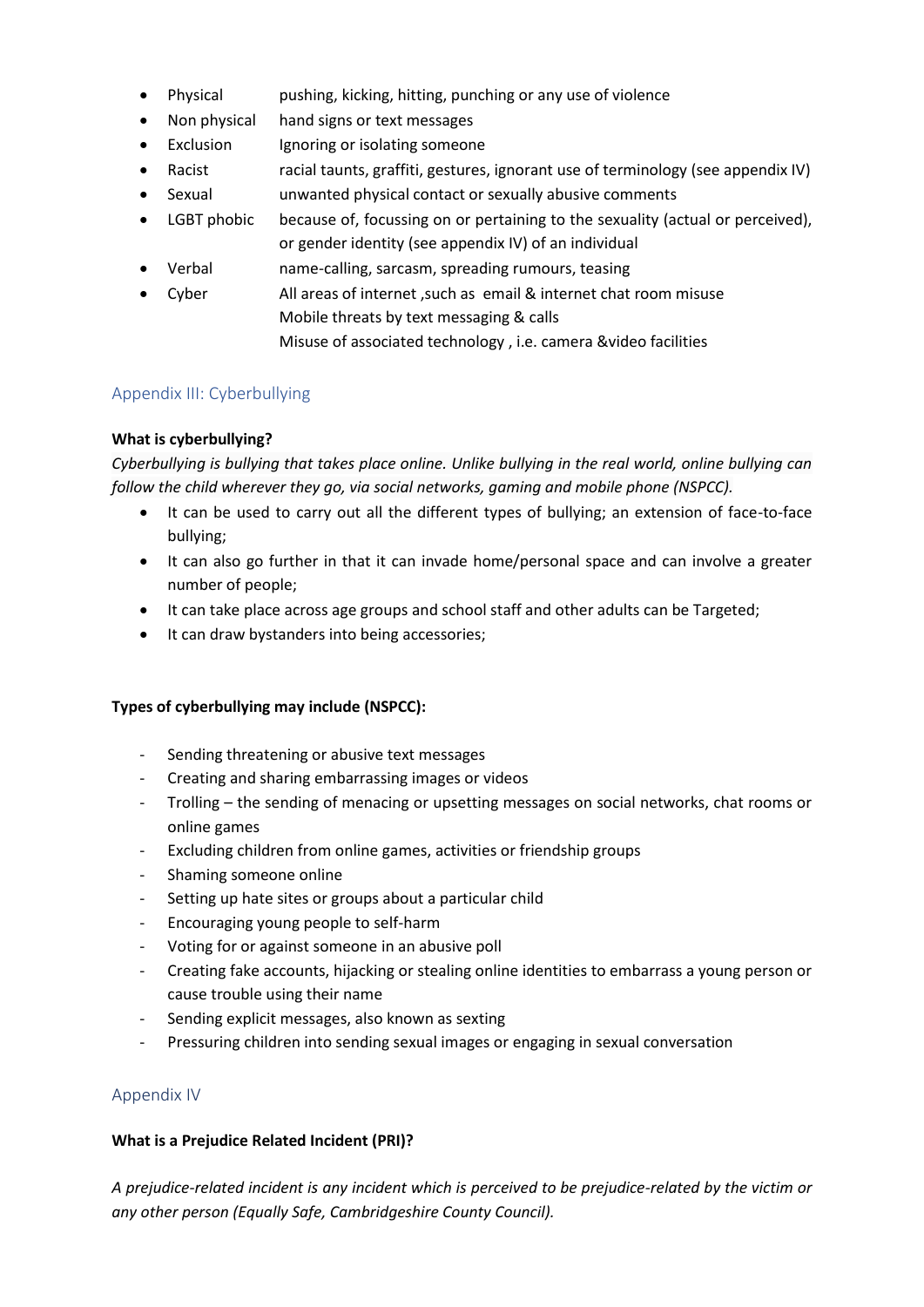- Physical pushing, kicking, hitting, punching or any use of violence
- Non physical hand signs or text messages
- Exclusion Ignoring or isolating someone
- Racist racial taunts, graffiti, gestures, ignorant use of terminology (see appendix IV)
- Sexual unwanted physical contact or sexually abusive comments
- LGBT phobic because of, focussing on or pertaining to the sexuality (actual or perceived), or gender identity (see appendix IV) of an individual
- Verbal name-calling, sarcasm, spreading rumours, teasing
- Cyber All areas of internet ,such as email & internet chat room misuse
  Mobile threats by text messaging & calls
  Misuse of associated technology , i.e. camera &video facilities

## Appendix III: Cyberbullying

**What is cyberbullying?**

*Cyberbullying is bullying that takes place online. Unlike bullying in the real world, online bullying can follow the child wherever they go, via social networks, gaming and mobile phone (NSPCC).*

- It can be used to carry out all the different types of bullying; an extension of face-to-face bullying;
- It can also go further in that it can invade home/personal space and can involve a greater number of people;
- It can take place across age groups and school staff and other adults can be Targeted;
- It can draw bystanders into being accessories;

**Types of cyberbullying may include (NSPCC):**

- Sending threatening or abusive text messages
- Creating and sharing embarrassing images or videos
- Trolling – the sending of menacing or upsetting messages on social networks, chat rooms or online games
- Excluding children from online games, activities or friendship groups
- Shaming someone online
- Setting up hate sites or groups about a particular child
- Encouraging young people to self-harm
- Voting for or against someone in an abusive poll
- Creating fake accounts, hijacking or stealing online identities to embarrass a young person or cause trouble using their name
- Sending explicit messages, also known as sexting
- Pressuring children into sending sexual images or engaging in sexual conversation

## Appendix IV

**What is a Prejudice Related Incident (PRI)?**

*A prejudice-related incident is any incident which is perceived to be prejudice-related by the victim or any other person (Equally Safe, Cambridgeshire County Council).*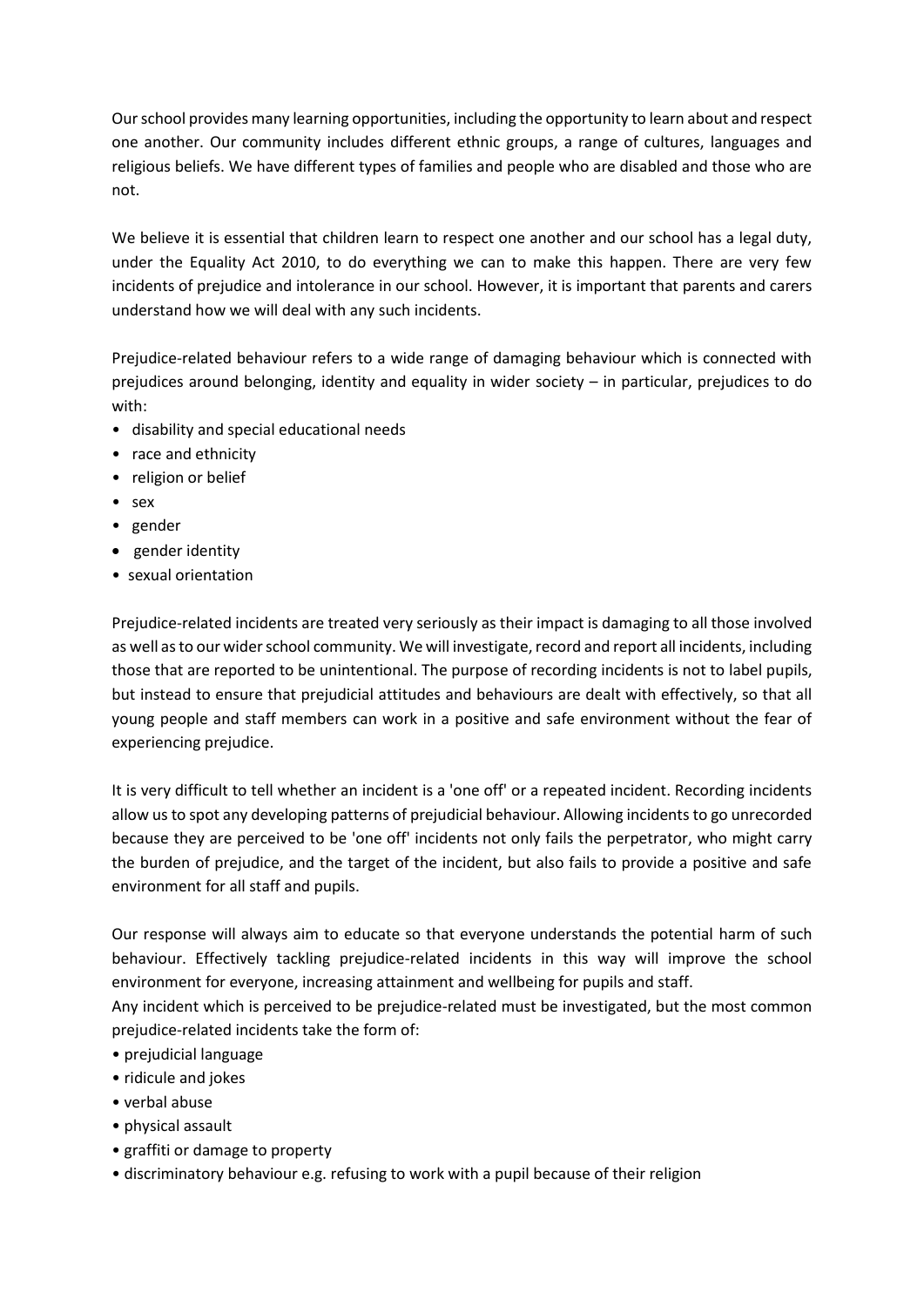Our school provides many learning opportunities, including the opportunity to learn about and respect one another. Our community includes different ethnic groups, a range of cultures, languages and religious beliefs. We have different types of families and people who are disabled and those who are not.

We believe it is essential that children learn to respect one another and our school has a legal duty, under the Equality Act 2010, to do everything we can to make this happen. There are very few incidents of prejudice and intolerance in our school. However, it is important that parents and carers understand how we will deal with any such incidents.

Prejudice-related behaviour refers to a wide range of damaging behaviour which is connected with prejudices around belonging, identity and equality in wider society – in particular, prejudices to do with:

- disability and special educational needs
- race and ethnicity
- religion or belief
- sex
- gender
- gender identity
- sexual orientation

Prejudice-related incidents are treated very seriously as their impact is damaging to all those involved as well as to our wider school community. We will investigate, record and report all incidents, including those that are reported to be unintentional. The purpose of recording incidents is not to label pupils, but instead to ensure that prejudicial attitudes and behaviours are dealt with effectively, so that all young people and staff members can work in a positive and safe environment without the fear of experiencing prejudice.

It is very difficult to tell whether an incident is a 'one off' or a repeated incident. Recording incidents allow us to spot any developing patterns of prejudicial behaviour. Allowing incidents to go unrecorded because they are perceived to be 'one off' incidents not only fails the perpetrator, who might carry the burden of prejudice, and the target of the incident, but also fails to provide a positive and safe environment for all staff and pupils.

Our response will always aim to educate so that everyone understands the potential harm of such behaviour. Effectively tackling prejudice-related incidents in this way will improve the school environment for everyone, increasing attainment and wellbeing for pupils and staff.

Any incident which is perceived to be prejudice-related must be investigated, but the most common prejudice-related incidents take the form of:

- prejudicial language
- ridicule and jokes
- verbal abuse
- physical assault
- graffiti or damage to property
- discriminatory behaviour e.g. refusing to work with a pupil because of their religion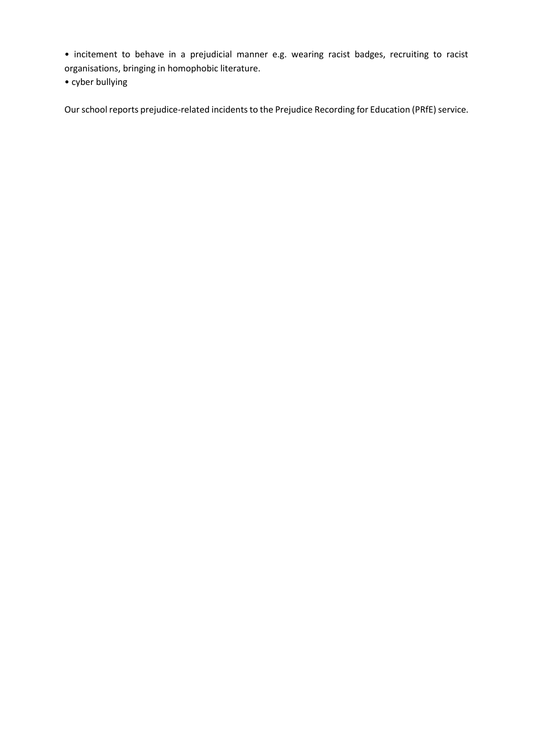- incitement to behave in a prejudicial manner e.g. wearing racist badges, recruiting to racist organisations, bringing in homophobic literature.
- cyber bullying

Our school reports prejudice-related incidents to the Prejudice Recording for Education (PRfE) service.